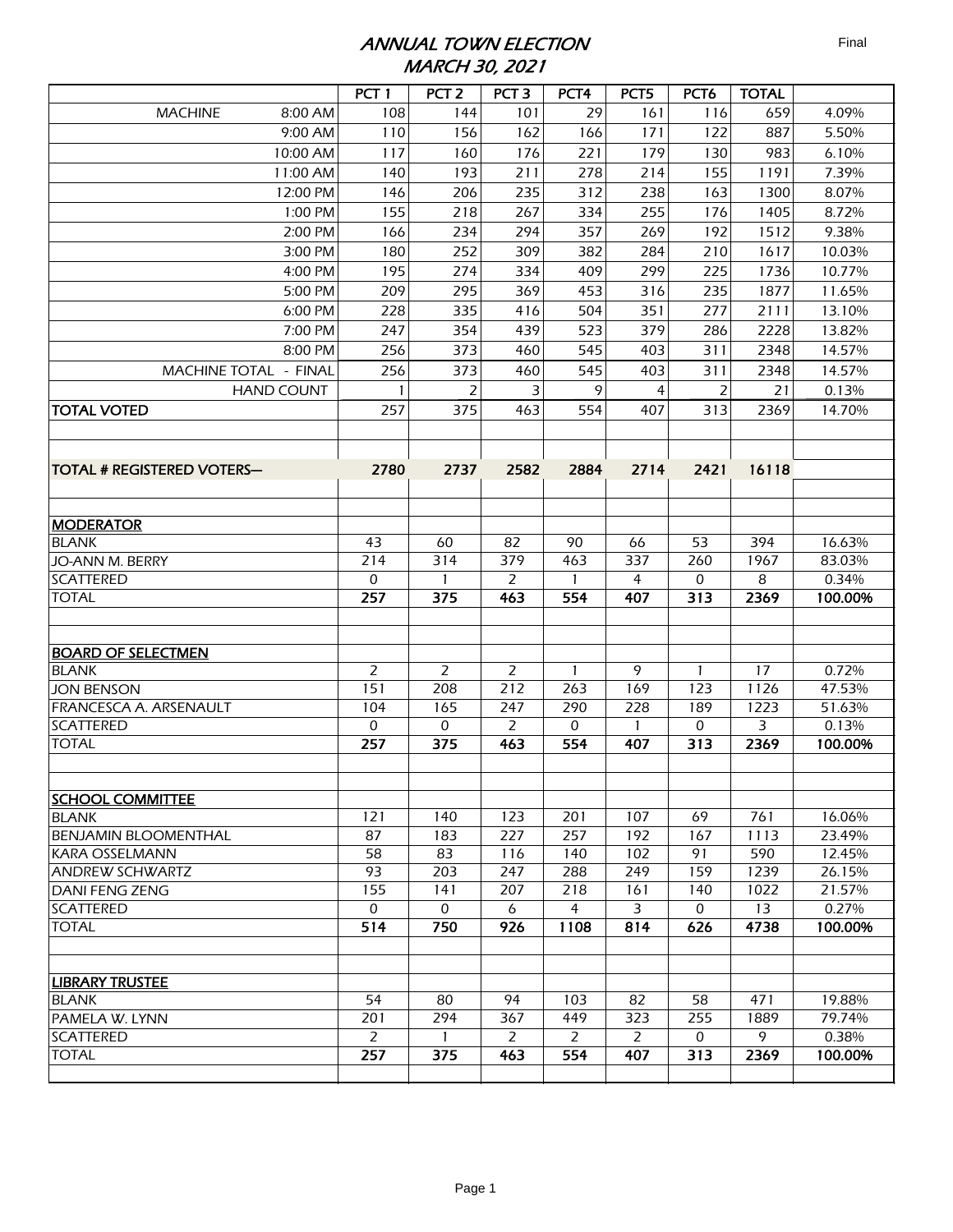# ANNUAL TOWN ELECTION
## MARCH 30, 2021

Final

| | PCT 1 | PCT 2 | PCT 3 | PCT4 | PCT5 | PCT6 | TOTAL | |
|---|---|---|---|---|---|---|---|---|
| MACHINE 8:00 AM | 108 | 144 | 101 | 29 | 161 | 116 | 659 | 4.09% |
| 9:00 AM | 110 | 156 | 162 | 166 | 171 | 122 | 887 | 5.50% |
| 10:00 AM | 117 | 160 | 176 | 221 | 179 | 130 | 983 | 6.10% |
| 11:00 AM | 140 | 193 | 211 | 278 | 214 | 155 | 1191 | 7.39% |
| 12:00 PM | 146 | 206 | 235 | 312 | 238 | 163 | 1300 | 8.07% |
| 1:00 PM | 155 | 218 | 267 | 334 | 255 | 176 | 1405 | 8.72% |
| 2:00 PM | 166 | 234 | 294 | 357 | 269 | 192 | 1512 | 9.38% |
| 3:00 PM | 180 | 252 | 309 | 382 | 284 | 210 | 1617 | 10.03% |
| 4:00 PM | 195 | 274 | 334 | 409 | 299 | 225 | 1736 | 10.77% |
| 5:00 PM | 209 | 295 | 369 | 453 | 316 | 235 | 1877 | 11.65% |
| 6:00 PM | 228 | 335 | 416 | 504 | 351 | 277 | 2111 | 13.10% |
| 7:00 PM | 247 | 354 | 439 | 523 | 379 | 286 | 2228 | 13.82% |
| 8:00 PM | 256 | 373 | 460 | 545 | 403 | 311 | 2348 | 14.57% |
| MACHINE TOTAL - FINAL | 256 | 373 | 460 | 545 | 403 | 311 | 2348 | 14.57% |
| HAND COUNT | 1 | 2 | 3 | 9 | 4 | 2 | 21 | 0.13% |
| **TOTAL VOTED** | 257 | 375 | 463 | 554 | 407 | 313 | 2369 | 14.70% |
| | | | | | | | | |
| | | | | | | | | |
| **TOTAL # REGISTERED VOTERS—** | **2780** | **2737** | **2582** | **2884** | **2714** | **2421** | **16118** | |
| | | | | | | | | |
| | | | | | | | | |
| **MODERATOR** | | | | | | | | |
| BLANK | 43 | 60 | 82 | 90 | 66 | 53 | 394 | 16.63% |
| JO-ANN M. BERRY | 214 | 314 | 379 | 463 | 337 | 260 | 1967 | 83.03% |
| SCATTERED | 0 | 1 | 2 | 1 | 4 | 0 | 8 | 0.34% |
| TOTAL | **257** | **375** | **463** | **554** | **407** | **313** | **2369** | **100.00%** |
| | | | | | | | | |
| | | | | | | | | |
| **BOARD OF SELECTMEN** | | | | | | | | |
| BLANK | 2 | 2 | 2 | 1 | 9 | 1 | 17 | 0.72% |
| JON BENSON | 151 | 208 | 212 | 263 | 169 | 123 | 1126 | 47.53% |
| FRANCESCA A. ARSENAULT | 104 | 165 | 247 | 290 | 228 | 189 | 1223 | 51.63% |
| SCATTERED | 0 | 0 | 2 | 0 | 1 | 0 | 3 | 0.13% |
| TOTAL | **257** | **375** | **463** | **554** | **407** | **313** | **2369** | **100.00%** |
| | | | | | | | | |
| | | | | | | | | |
| **SCHOOL COMMITTEE** | | | | | | | | |
| BLANK | 121 | 140 | 123 | 201 | 107 | 69 | 761 | 16.06% |
| BENJAMIN BLOOMENTHAL | 87 | 183 | 227 | 257 | 192 | 167 | 1113 | 23.49% |
| KARA OSSELMANN | 58 | 83 | 116 | 140 | 102 | 91 | 590 | 12.45% |
| ANDREW SCHWARTZ | 93 | 203 | 247 | 288 | 249 | 159 | 1239 | 26.15% |
| DANI FENG ZENG | 155 | 141 | 207 | 218 | 161 | 140 | 1022 | 21.57% |
| SCATTERED | 0 | 0 | 6 | 4 | 3 | 0 | 13 | 0.27% |
| TOTAL | **514** | **750** | **926** | **1108** | **814** | **626** | **4738** | **100.00%** |
| | | | | | | | | |
| | | | | | | | | |
| **LIBRARY TRUSTEE** | | | | | | | | |
| BLANK | 54 | 80 | 94 | 103 | 82 | 58 | 471 | 19.88% |
| PAMELA W. LYNN | 201 | 294 | 367 | 449 | 323 | 255 | 1889 | 79.74% |
| SCATTERED | 2 | 1 | 2 | 2 | 2 | 0 | 9 | 0.38% |
| TOTAL | **257** | **375** | **463** | **554** | **407** | **313** | **2369** | **100.00%** |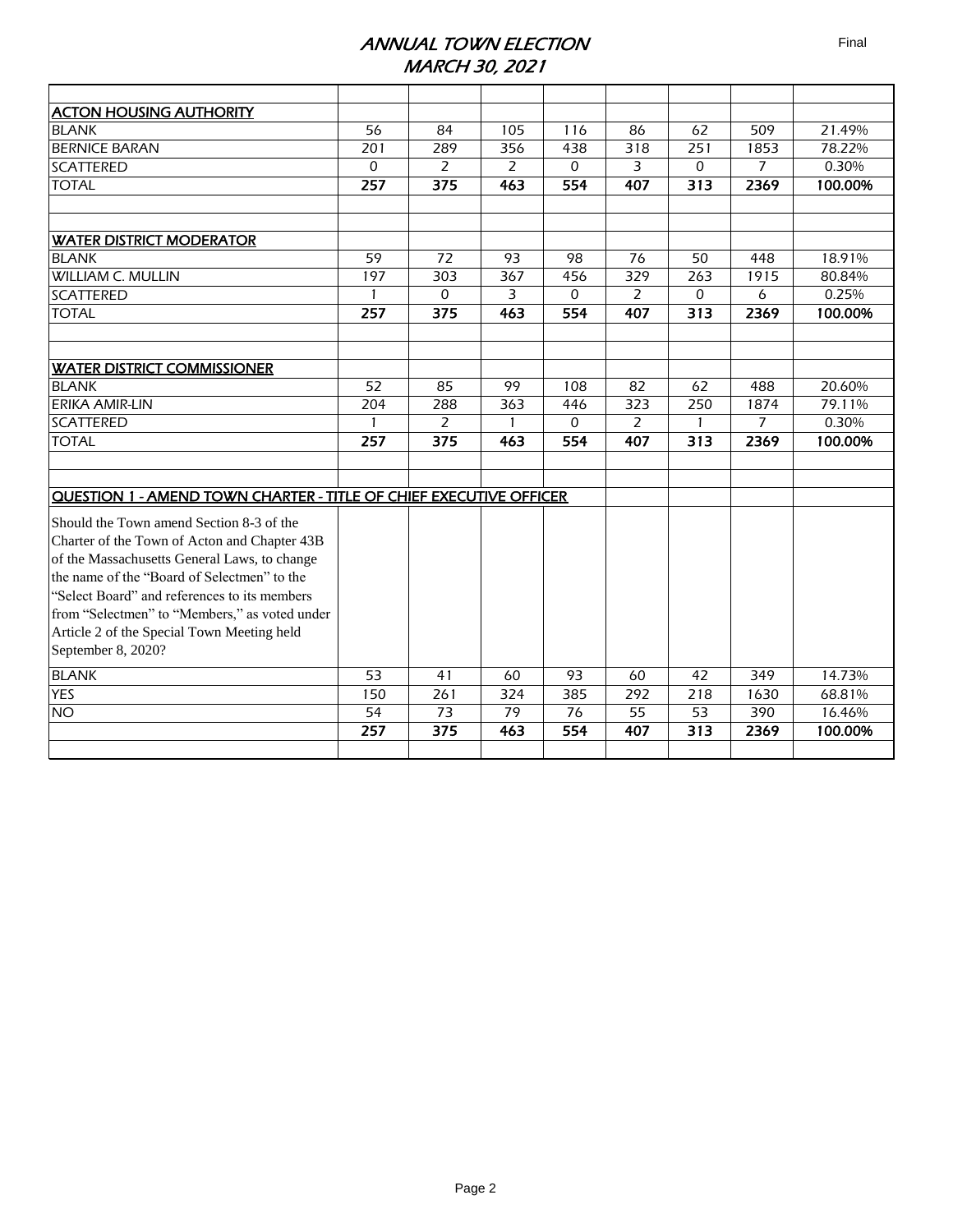# ANNUAL TOWN ELECTION
## MARCH 30, 2021

Final

| | | | | | | | | |
|---|---|---|---|---|---|---|---|---|
| **ACTON HOUSING AUTHORITY** | | | | | | | | |
| BLANK | 56 | 84 | 105 | 116 | 86 | 62 | 509 | 21.49% |
| BERNICE BARAN | 201 | 289 | 356 | 438 | 318 | 251 | 1853 | 78.22% |
| SCATTERED | 0 | 2 | 2 | 0 | 3 | 0 | 7 | 0.30% |
| TOTAL | **257** | **375** | **463** | **554** | **407** | **313** | **2369** | **100.00%** |
| | | | | | | | | |
| | | | | | | | | |
| **WATER DISTRICT MODERATOR** | | | | | | | | |
| BLANK | 59 | 72 | 93 | 98 | 76 | 50 | 448 | 18.91% |
| WILLIAM C. MULLIN | 197 | 303 | 367 | 456 | 329 | 263 | 1915 | 80.84% |
| SCATTERED | 1 | 0 | 3 | 0 | 2 | 0 | 6 | 0.25% |
| TOTAL | **257** | **375** | **463** | **554** | **407** | **313** | **2369** | **100.00%** |
| | | | | | | | | |
| | | | | | | | | |
| **WATER DISTRICT COMMISSIONER** | | | | | | | | |
| BLANK | 52 | 85 | 99 | 108 | 82 | 62 | 488 | 20.60% |
| ERIKA AMIR-LIN | 204 | 288 | 363 | 446 | 323 | 250 | 1874 | 79.11% |
| SCATTERED | 1 | 2 | 1 | 0 | 2 | 1 | 7 | 0.30% |
| TOTAL | **257** | **375** | **463** | **554** | **407** | **313** | **2369** | **100.00%** |
| | | | | | | | | |
| | | | | | | | | |
| **QUESTION 1 - AMEND TOWN CHARTER - TITLE OF CHIEF EXECUTIVE OFFICER** | | | | | | | | |
| Should the Town amend Section 8-3 of the Charter of the Town of Acton and Chapter 43B of the Massachusetts General Laws, to change the name of the "Board of Selectmen" to the "Select Board" and references to its members from "Selectmen" to "Members," as voted under Article 2 of the Special Town Meeting held September 8, 2020? | | | | | | | | |
| BLANK | 53 | 41 | 60 | 93 | 60 | 42 | 349 | 14.73% |
| YES | 150 | 261 | 324 | 385 | 292 | 218 | 1630 | 68.81% |
| NO | 54 | 73 | 79 | 76 | 55 | 53 | 390 | 16.46% |
| | **257** | **375** | **463** | **554** | **407** | **313** | **2369** | **100.00%** |
| | | | | | | | | |